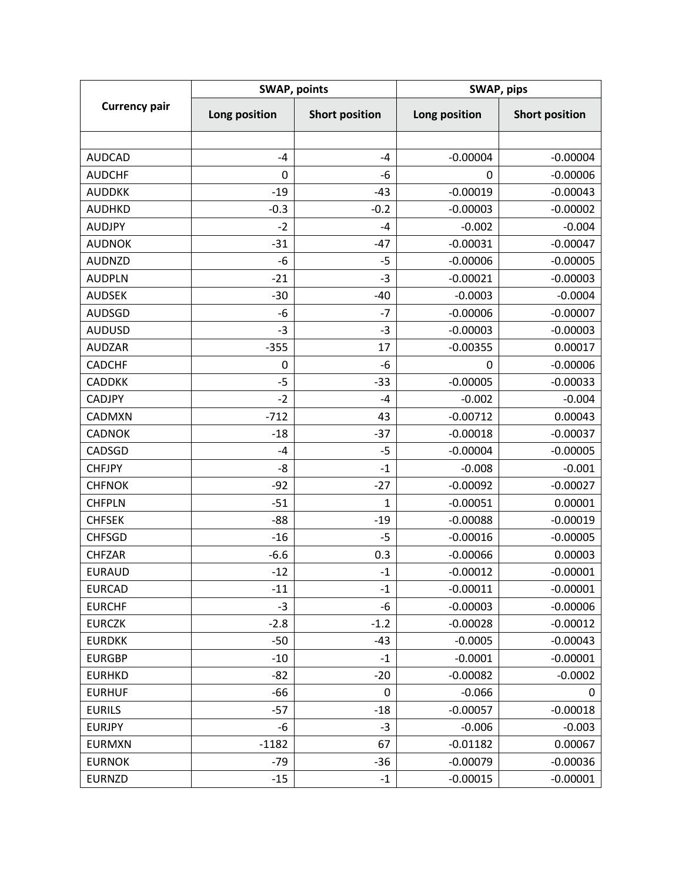| Currency pair | SWAP, points | | SWAP, pips | |
|---|---|---|---|---|
| | Long position | Short position | Long position | Short position |
| | | | | |
| AUDCAD | -4 | -4 | -0.00004 | -0.00004 |
| AUDCHF | 0 | -6 | 0 | -0.00006 |
| AUDDKK | -19 | -43 | -0.00019 | -0.00043 |
| AUDHKD | -0.3 | -0.2 | -0.00003 | -0.00002 |
| AUDJPY | -2 | -4 | -0.002 | -0.004 |
| AUDNOK | -31 | -47 | -0.00031 | -0.00047 |
| AUDNZD | -6 | -5 | -0.00006 | -0.00005 |
| AUDPLN | -21 | -3 | -0.00021 | -0.00003 |
| AUDSEK | -30 | -40 | -0.0003 | -0.0004 |
| AUDSGD | -6 | -7 | -0.00006 | -0.00007 |
| AUDUSD | -3 | -3 | -0.00003 | -0.00003 |
| AUDZAR | -355 | 17 | -0.00355 | 0.00017 |
| CADCHF | 0 | -6 | 0 | -0.00006 |
| CADDKK | -5 | -33 | -0.00005 | -0.00033 |
| CADJPY | -2 | -4 | -0.002 | -0.004 |
| CADMXN | -712 | 43 | -0.00712 | 0.00043 |
| CADNOK | -18 | -37 | -0.00018 | -0.00037 |
| CADSGD | -4 | -5 | -0.00004 | -0.00005 |
| CHFJPY | -8 | -1 | -0.008 | -0.001 |
| CHFNOK | -92 | -27 | -0.00092 | -0.00027 |
| CHFPLN | -51 | 1 | -0.00051 | 0.00001 |
| CHFSEK | -88 | -19 | -0.00088 | -0.00019 |
| CHFSGD | -16 | -5 | -0.00016 | -0.00005 |
| CHFZAR | -6.6 | 0.3 | -0.00066 | 0.00003 |
| EURAUD | -12 | -1 | -0.00012 | -0.00001 |
| EURCAD | -11 | -1 | -0.00011 | -0.00001 |
| EURCHF | -3 | -6 | -0.00003 | -0.00006 |
| EURCZK | -2.8 | -1.2 | -0.00028 | -0.00012 |
| EURDKK | -50 | -43 | -0.0005 | -0.00043 |
| EURGBP | -10 | -1 | -0.0001 | -0.00001 |
| EURHKD | -82 | -20 | -0.00082 | -0.0002 |
| EURHUF | -66 | 0 | -0.066 | 0 |
| EURILS | -57 | -18 | -0.00057 | -0.00018 |
| EURJPY | -6 | -3 | -0.006 | -0.003 |
| EURMXN | -1182 | 67 | -0.01182 | 0.00067 |
| EURNOK | -79 | -36 | -0.00079 | -0.00036 |
| EURNZD | -15 | -1 | -0.00015 | -0.00001 |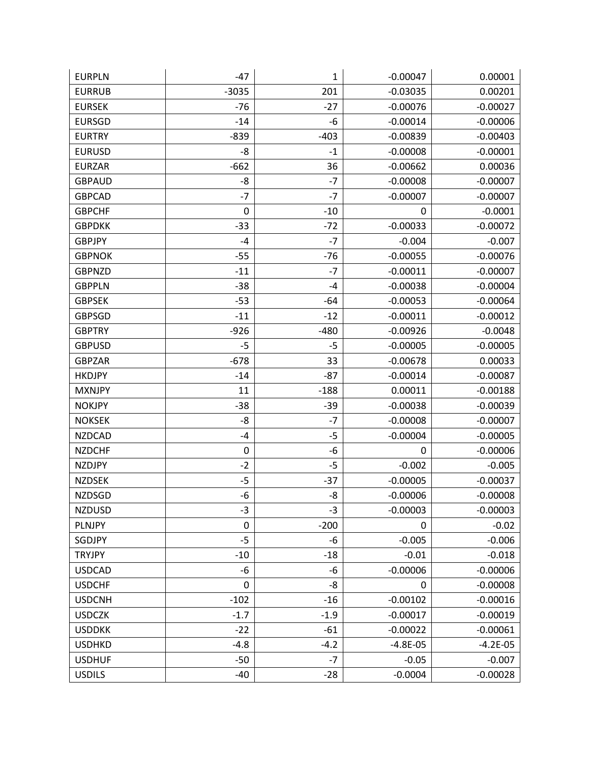| EURPLN | -47 | 1 | -0.00047 | 0.00001 |
|---|---|---|---|---|
| EURRUB | -3035 | 201 | -0.03035 | 0.00201 |
| EURSEK | -76 | -27 | -0.00076 | -0.00027 |
| EURSGD | -14 | -6 | -0.00014 | -0.00006 |
| EURTRY | -839 | -403 | -0.00839 | -0.00403 |
| EURUSD | -8 | -1 | -0.00008 | -0.00001 |
| EURZAR | -662 | 36 | -0.00662 | 0.00036 |
| GBPAUD | -8 | -7 | -0.00008 | -0.00007 |
| GBPCAD | -7 | -7 | -0.00007 | -0.00007 |
| GBPCHF | 0 | -10 | 0 | -0.0001 |
| GBPDKK | -33 | -72 | -0.00033 | -0.00072 |
| GBPJPY | -4 | -7 | -0.004 | -0.007 |
| GBPNOK | -55 | -76 | -0.00055 | -0.00076 |
| GBPNZD | -11 | -7 | -0.00011 | -0.00007 |
| GBPPLN | -38 | -4 | -0.00038 | -0.00004 |
| GBPSEK | -53 | -64 | -0.00053 | -0.00064 |
| GBPSGD | -11 | -12 | -0.00011 | -0.00012 |
| GBPTRY | -926 | -480 | -0.00926 | -0.0048 |
| GBPUSD | -5 | -5 | -0.00005 | -0.00005 |
| GBPZAR | -678 | 33 | -0.00678 | 0.00033 |
| HKDJPY | -14 | -87 | -0.00014 | -0.00087 |
| MXNJPY | 11 | -188 | 0.00011 | -0.00188 |
| NOKJPY | -38 | -39 | -0.00038 | -0.00039 |
| NOKSEK | -8 | -7 | -0.00008 | -0.00007 |
| NZDCAD | -4 | -5 | -0.00004 | -0.00005 |
| NZDCHF | 0 | -6 | 0 | -0.00006 |
| NZDJPY | -2 | -5 | -0.002 | -0.005 |
| NZDSEK | -5 | -37 | -0.00005 | -0.00037 |
| NZDSGD | -6 | -8 | -0.00006 | -0.00008 |
| NZDUSD | -3 | -3 | -0.00003 | -0.00003 |
| PLNJPY | 0 | -200 | 0 | -0.02 |
| SGDJPY | -5 | -6 | -0.005 | -0.006 |
| TRYJPY | -10 | -18 | -0.01 | -0.018 |
| USDCAD | -6 | -6 | -0.00006 | -0.00006 |
| USDCHF | 0 | -8 | 0 | -0.00008 |
| USDCNH | -102 | -16 | -0.00102 | -0.00016 |
| USDCZK | -1.7 | -1.9 | -0.00017 | -0.00019 |
| USDDKK | -22 | -61 | -0.00022 | -0.00061 |
| USDHKD | -4.8 | -4.2 | -4.8E-05 | -4.2E-05 |
| USDHUF | -50 | -7 | -0.05 | -0.007 |
| USDILS | -40 | -28 | -0.0004 | -0.00028 |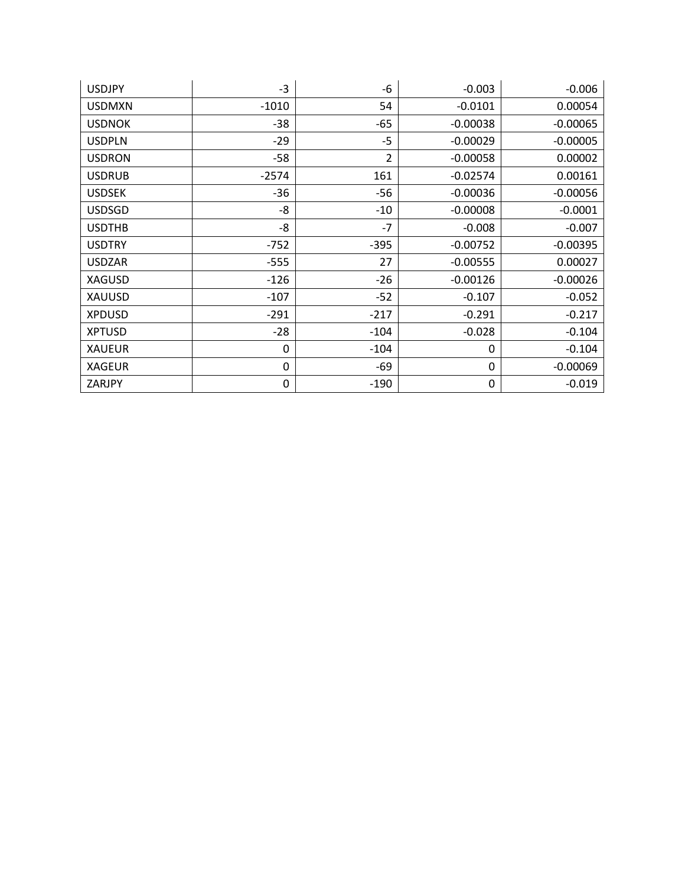| | | | | |
|---|---|---|---|---|
| USDJPY | -3 | -6 | -0.003 | -0.006 |
| USDMXN | -1010 | 54 | -0.0101 | 0.00054 |
| USDNOK | -38 | -65 | -0.00038 | -0.00065 |
| USDPLN | -29 | -5 | -0.00029 | -0.00005 |
| USDRON | -58 | 2 | -0.00058 | 0.00002 |
| USDRUB | -2574 | 161 | -0.02574 | 0.00161 |
| USDSEK | -36 | -56 | -0.00036 | -0.00056 |
| USDSGD | -8 | -10 | -0.00008 | -0.0001 |
| USDTHB | -8 | -7 | -0.008 | -0.007 |
| USDTRY | -752 | -395 | -0.00752 | -0.00395 |
| USDZAR | -555 | 27 | -0.00555 | 0.00027 |
| XAGUSD | -126 | -26 | -0.00126 | -0.00026 |
| XAUUSD | -107 | -52 | -0.107 | -0.052 |
| XPDUSD | -291 | -217 | -0.291 | -0.217 |
| XPTUSD | -28 | -104 | -0.028 | -0.104 |
| XAUEUR | 0 | -104 | 0 | -0.104 |
| XAGEUR | 0 | -69 | 0 | -0.00069 |
| ZARJPY | 0 | -190 | 0 | -0.019 |